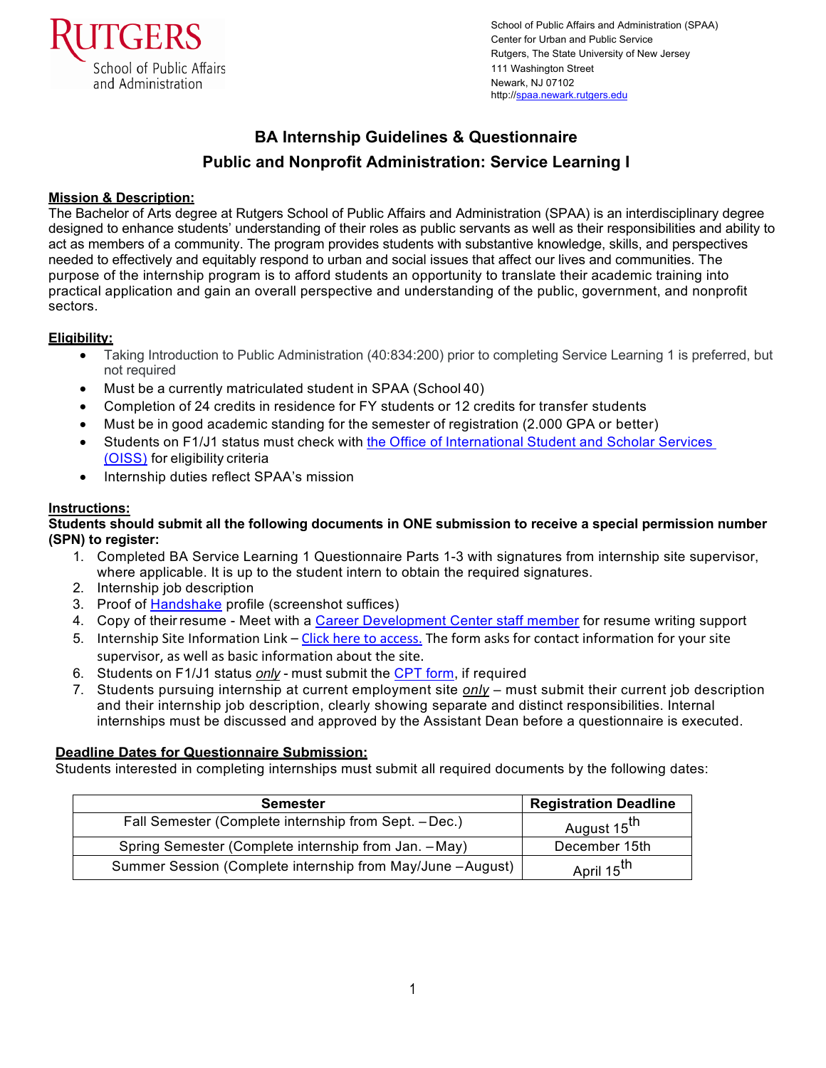**RUTGERS**
School of Public Affairs and Administration

School of Public Affairs and Administration (SPAA)
Center for Urban and Public Service
Rutgers, The State University of New Jersey
111 Washington Street
Newark, NJ 07102
http://spaa.newark.rutgers.edu

# BA Internship Guidelines & Questionnaire

## Public and Nonprofit Administration: Service Learning I

**Mission & Description:**

The Bachelor of Arts degree at Rutgers School of Public Affairs and Administration (SPAA) is an interdisciplinary degree designed to enhance students' understanding of their roles as public servants as well as their responsibilities and ability to act as members of a community. The program provides students with substantive knowledge, skills, and perspectives needed to effectively and equitably respond to urban and social issues that affect our lives and communities. The purpose of the internship program is to afford students an opportunity to translate their academic training into practical application and gain an overall perspective and understanding of the public, government, and nonprofit sectors.

**Eligibility:**

- Taking Introduction to Public Administration (40:834:200) prior to completing Service Learning 1 is preferred, but not required
- Must be a currently matriculated student in SPAA (School 40)
- Completion of 24 credits in residence for FY students or 12 credits for transfer students
- Must be in good academic standing for the semester of registration (2.000 GPA or better)
- Students on F1/J1 status must check with the Office of International Student and Scholar Services (OISS) for eligibility criteria
- Internship duties reflect SPAA's mission

**Instructions:**

**Students should submit all the following documents in ONE submission to receive a special permission number (SPN) to register:**

1. Completed BA Service Learning 1 Questionnaire Parts 1-3 with signatures from internship site supervisor, where applicable. It is up to the student intern to obtain the required signatures.
2. Internship job description
3. Proof of Handshake profile (screenshot suffices)
4. Copy of their resume - Meet with a Career Development Center staff member for resume writing support
5. Internship Site Information Link – Click here to access. The form asks for contact information for your site supervisor, as well as basic information about the site.
6. Students on F1/J1 status *only* - must submit the CPT form, if required
7. Students pursuing internship at current employment site *only* – must submit their current job description and their internship job description, clearly showing separate and distinct responsibilities. Internal internships must be discussed and approved by the Assistant Dean before a questionnaire is executed.

**Deadline Dates for Questionnaire Submission:**

Students interested in completing internships must submit all required documents by the following dates:

| Semester | Registration Deadline |
| --- | --- |
| Fall Semester (Complete internship from Sept. – Dec.) | August 15th |
| Spring Semester (Complete internship from Jan. – May) | December 15th |
| Summer Session (Complete internship from May/June – August) | April 15th |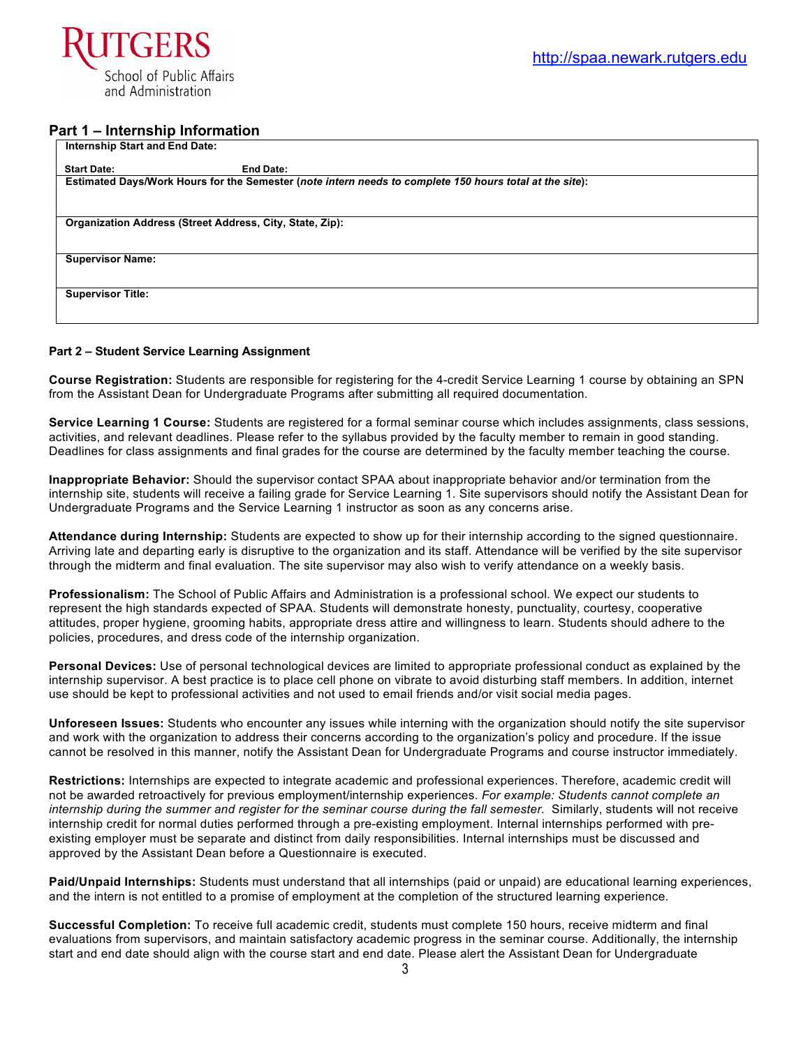## Part 1 – Internship Information

| **Internship Start and End Date:**<br><br>**Start Date:** **End Date:** |
|---|
| **Estimated Days/Work Hours for the Semester (*note intern needs to complete 150 hours total at the site*):** |
| **Organization Address (Street Address, City, State, Zip):** |
| **Supervisor Name:** |
| **Supervisor Title:** |

### Part 2 – Student Service Learning Assignment

**Course Registration:** Students are responsible for registering for the 4-credit Service Learning 1 course by obtaining an SPN from the Assistant Dean for Undergraduate Programs after submitting all required documentation.

**Service Learning 1 Course:** Students are registered for a formal seminar course which includes assignments, class sessions, activities, and relevant deadlines. Please refer to the syllabus provided by the faculty member to remain in good standing. Deadlines for class assignments and final grades for the course are determined by the faculty member teaching the course.

**Inappropriate Behavior:** Should the supervisor contact SPAA about inappropriate behavior and/or termination from the internship site, students will receive a failing grade for Service Learning 1. Site supervisors should notify the Assistant Dean for Undergraduate Programs and the Service Learning 1 instructor as soon as any concerns arise.

**Attendance during Internship:** Students are expected to show up for their internship according to the signed questionnaire. Arriving late and departing early is disruptive to the organization and its staff. Attendance will be verified by the site supervisor through the midterm and final evaluation. The site supervisor may also wish to verify attendance on a weekly basis.

**Professionalism:** The School of Public Affairs and Administration is a professional school. We expect our students to represent the high standards expected of SPAA. Students will demonstrate honesty, punctuality, courtesy, cooperative attitudes, proper hygiene, grooming habits, appropriate dress attire and willingness to learn. Students should adhere to the policies, procedures, and dress code of the internship organization.

**Personal Devices:** Use of personal technological devices are limited to appropriate professional conduct as explained by the internship supervisor. A best practice is to place cell phone on vibrate to avoid disturbing staff members. In addition, internet use should be kept to professional activities and not used to email friends and/or visit social media pages.

**Unforeseen Issues:** Students who encounter any issues while interning with the organization should notify the site supervisor and work with the organization to address their concerns according to the organization's policy and procedure. If the issue cannot be resolved in this manner, notify the Assistant Dean for Undergraduate Programs and course instructor immediately.

**Restrictions:** Internships are expected to integrate academic and professional experiences. Therefore, academic credit will not be awarded retroactively for previous employment/internship experiences. *For example: Students cannot complete an internship during the summer and register for the seminar course during the fall semester.* Similarly, students will not receive internship credit for normal duties performed through a pre-existing employment. Internal internships performed with pre-existing employer must be separate and distinct from daily responsibilities. Internal internships must be discussed and approved by the Assistant Dean before a Questionnaire is executed.

**Paid/Unpaid Internships:** Students must understand that all internships (paid or unpaid) are educational learning experiences, and the intern is not entitled to a promise of employment at the completion of the structured learning experience.

**Successful Completion:** To receive full academic credit, students must complete 150 hours, receive midterm and final evaluations from supervisors, and maintain satisfactory academic progress in the seminar course. Additionally, the internship start and end date should align with the course start and end date. Please alert the Assistant Dean for Undergraduate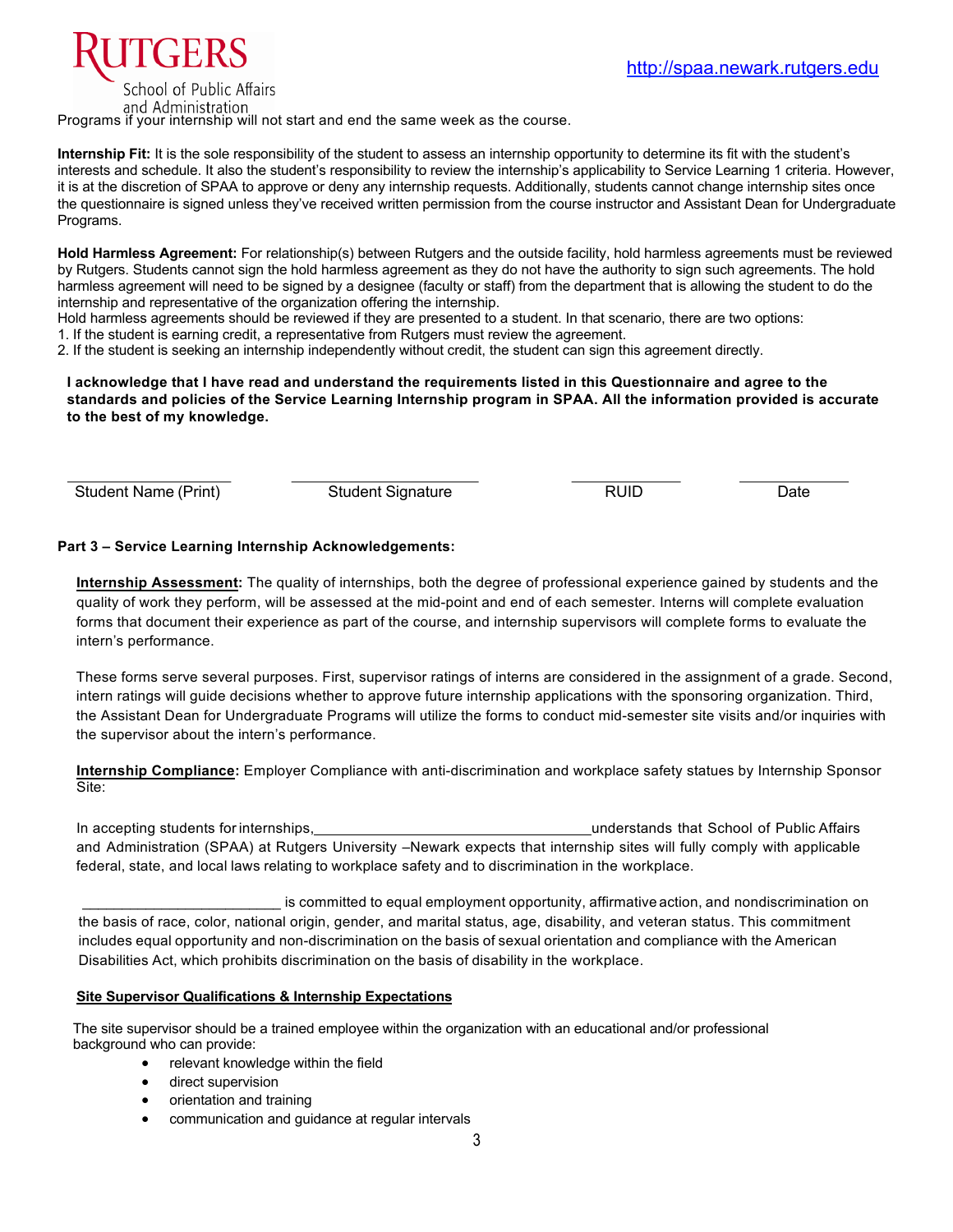Programs if your internship will not start and end the same week as the course.

**Internship Fit:** It is the sole responsibility of the student to assess an internship opportunity to determine its fit with the student's interests and schedule. It also the student's responsibility to review the internship's applicability to Service Learning 1 criteria. However, it is at the discretion of SPAA to approve or deny any internship requests. Additionally, students cannot change internship sites once the questionnaire is signed unless they've received written permission from the course instructor and Assistant Dean for Undergraduate Programs.

**Hold Harmless Agreement:** For relationship(s) between Rutgers and the outside facility, hold harmless agreements must be reviewed by Rutgers. Students cannot sign the hold harmless agreement as they do not have the authority to sign such agreements. The hold harmless agreement will need to be signed by a designee (faculty or staff) from the department that is allowing the student to do the internship and representative of the organization offering the internship.
Hold harmless agreements should be reviewed if they are presented to a student. In that scenario, there are two options:
1. If the student is earning credit, a representative from Rutgers must review the agreement.
2. If the student is seeking an internship independently without credit, the student can sign this agreement directly.

**I acknowledge that I have read and understand the requirements listed in this Questionnaire and agree to the standards and policies of the Service Learning Internship program in SPAA. All the information provided is accurate to the best of my knowledge.**

| ____________________ | ______________________ | _____________ | _____________ |
|---|---|---|---|
| Student Name (Print) | Student Signature | RUID | Date |

**Part 3 – Service Learning Internship Acknowledgements:**

**Internship Assessment:** The quality of internships, both the degree of professional experience gained by students and the quality of work they perform, will be assessed at the mid-point and end of each semester. Interns will complete evaluation forms that document their experience as part of the course, and internship supervisors will complete forms to evaluate the intern's performance.

These forms serve several purposes. First, supervisor ratings of interns are considered in the assignment of a grade. Second, intern ratings will guide decisions whether to approve future internship applications with the sponsoring organization. Third, the Assistant Dean for Undergraduate Programs will utilize the forms to conduct mid-semester site visits and/or inquiries with the supervisor about the intern's performance.

**Internship Compliance:** Employer Compliance with anti-discrimination and workplace safety statues by Internship Sponsor Site:

In accepting students for internships, ________________________________ understands that School of Public Affairs and Administration (SPAA) at Rutgers University –Newark expects that internship sites will fully comply with applicable federal, state, and local laws relating to workplace safety and to discrimination in the workplace.

________________________ is committed to equal employment opportunity, affirmative action, and nondiscrimination on the basis of race, color, national origin, gender, and marital status, age, disability, and veteran status. This commitment includes equal opportunity and non-discrimination on the basis of sexual orientation and compliance with the American Disabilities Act, which prohibits discrimination on the basis of disability in the workplace.

**Site Supervisor Qualifications & Internship Expectations**

The site supervisor should be a trained employee within the organization with an educational and/or professional background who can provide:

- relevant knowledge within the field
- direct supervision
- orientation and training
- communication and guidance at regular intervals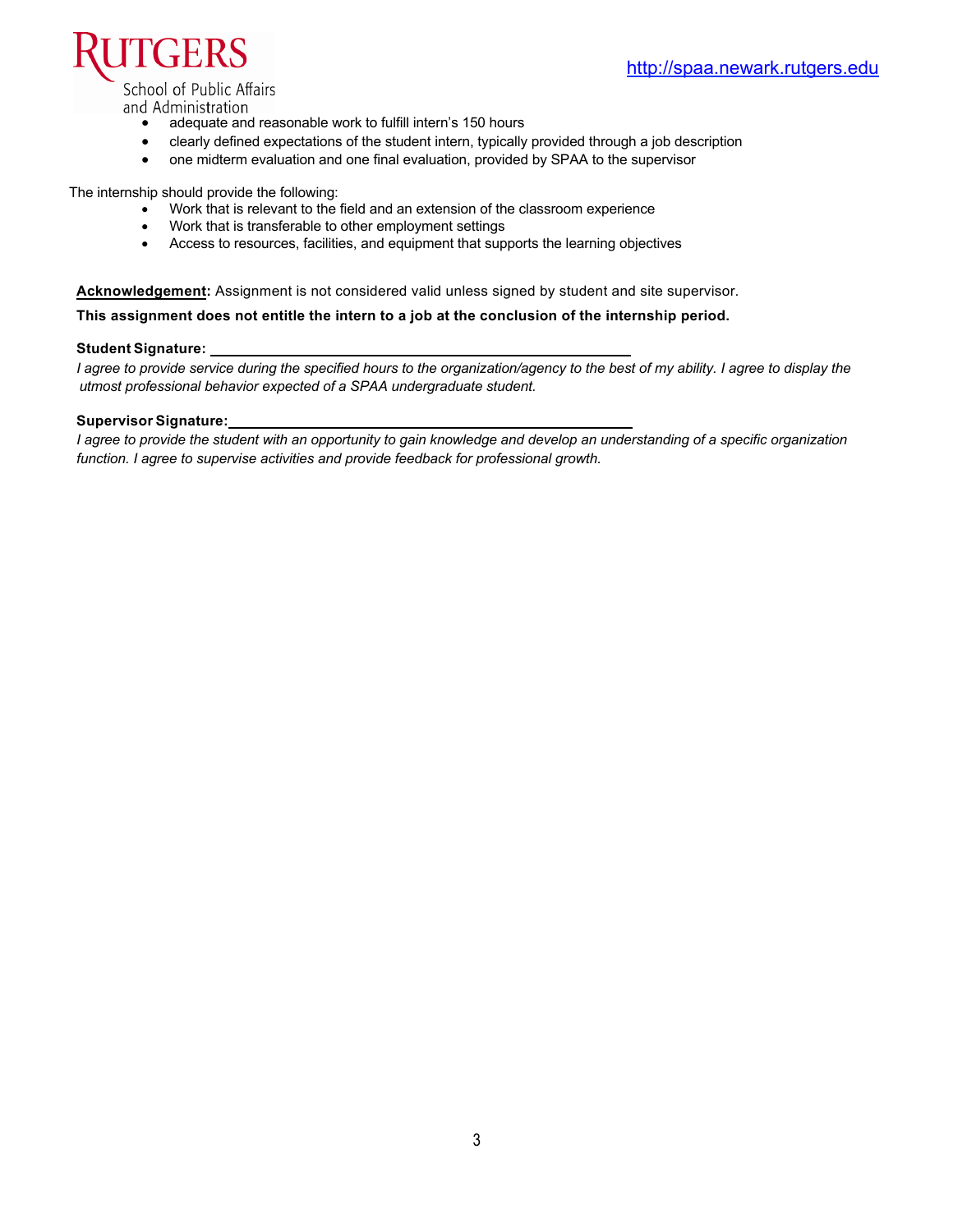- adequate and reasonable work to fulfill intern's 150 hours
- clearly defined expectations of the student intern, typically provided through a job description
- one midterm evaluation and one final evaluation, provided by SPAA to the supervisor

The internship should provide the following:

- Work that is relevant to the field and an extension of the classroom experience
- Work that is transferable to other employment settings
- Access to resources, facilities, and equipment that supports the learning objectives

**Acknowledgement:** Assignment is not considered valid unless signed by student and site supervisor.

**This assignment does not entitle the intern to a job at the conclusion of the internship period.**

**Student Signature:** ______________________________________________

*I agree to provide service during the specified hours to the organization/agency to the best of my ability. I agree to display the utmost professional behavior expected of a SPAA undergraduate student.*

**Supervisor Signature:** ______________________________________________

*I agree to provide the student with an opportunity to gain knowledge and develop an understanding of a specific organization function. I agree to supervise activities and provide feedback for professional growth.*